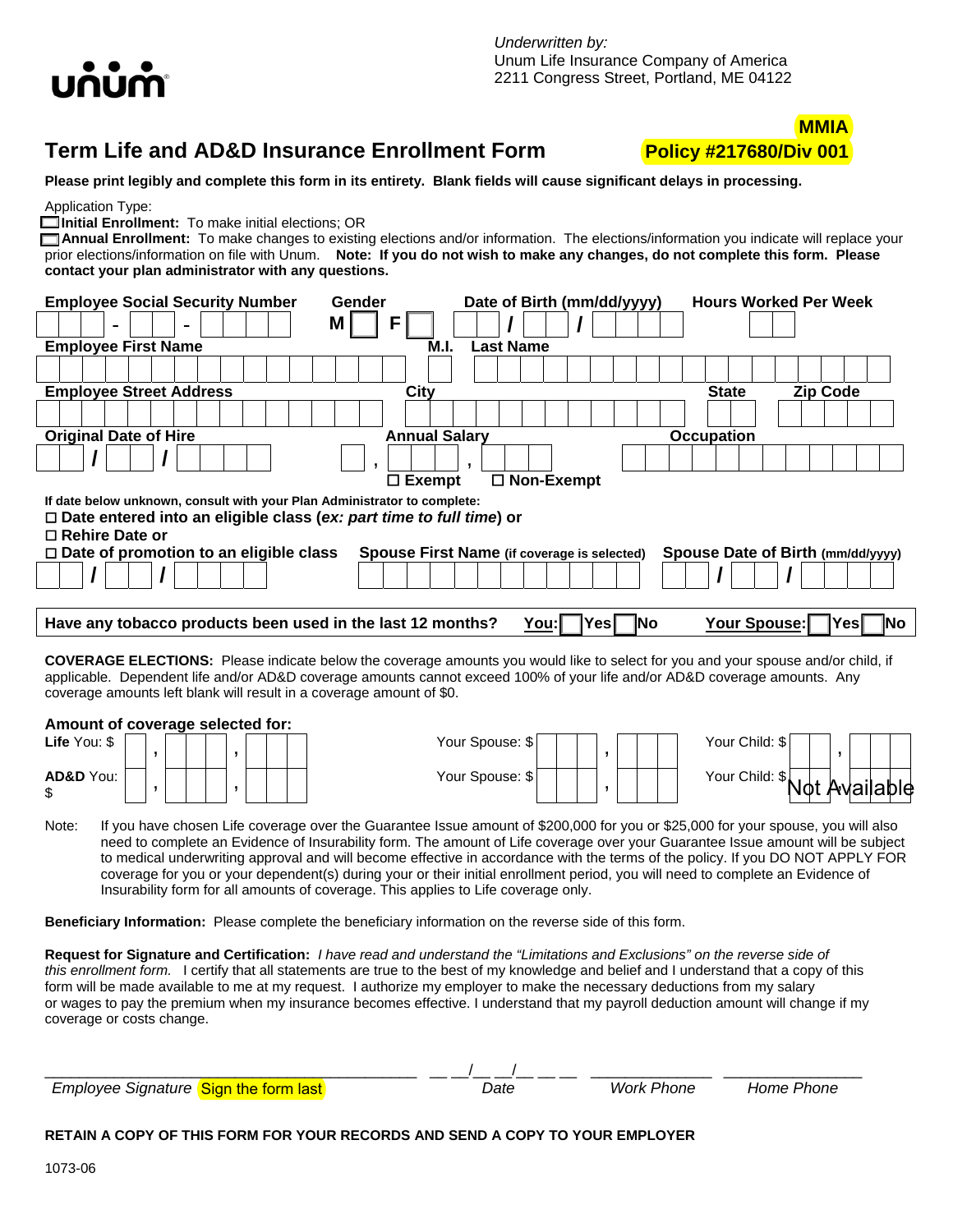unum

*Underwritten by:*
Unum Life Insurance Company of America
2211 Congress Street, Portland, ME 04122

**MMIA**
**Policy #217680/Div 001**

## Term Life and AD&D Insurance Enrollment Form

**Please print legibly and complete this form in its entirety. Blank fields will cause significant delays in processing.**

Application Type:

☐ **Initial Enrollment:** To make initial elections; OR

☐ **Annual Enrollment:** To make changes to existing elections and/or information. The elections/information you indicate will replace your prior elections/information on file with Unum. **Note: If you do not wish to make any changes, do not complete this form. Please contact your plan administrator with any questions.**

**Employee Social Security Number** ___ - __ - ____ **Gender** M ☐ F ☐ **Date of Birth (mm/dd/yyyy)** __ / __ / ____ **Hours Worked Per Week** __

**Employee First Name** ______ **M.I.** __ **Last Name** ______

**Employee Street Address** ______ **City** ______ **State** __ **Zip Code** _____

**Original Date of Hire** __ / __ / ____ **Annual Salary** _ , ___ , ___ ☐ **Exempt** ☐ **Non-Exempt** **Occupation** ______

**If date below unknown, consult with your Plan Administrator to complete:**

☐ **Date entered into an eligible class (*ex: part time to full time*) or**

☐ **Rehire Date or**

☐ **Date of promotion to an eligible class** __ / __ / ____ **Spouse First Name (if coverage is selected)** ______ **Spouse Date of Birth (mm/dd/yyyy)** __ / __ / ____

**Have any tobacco products been used in the last 12 months?** You: ☐ Yes ☐ No Your Spouse: ☐ Yes ☐ No

**COVERAGE ELECTIONS:** Please indicate below the coverage amounts you would like to select for you and your spouse and/or child, if applicable. Dependent life and/or AD&D coverage amounts cannot exceed 100% of your life and/or AD&D coverage amounts. Any coverage amounts left blank will result in a coverage amount of $0.

**Amount of coverage selected for:**

| | You | Your Spouse | Your Child |
|---|---|---|---|
| **Life** | $ _ , ___ , ___ | $ ___ , ___ | $ __ , ___ |
| **AD&D** | $ _ , ___ , ___ | $ ___ , ___ | $ Not Available |

Note: If you have chosen Life coverage over the Guarantee Issue amount of $200,000 for you or $25,000 for your spouse, you will also need to complete an Evidence of Insurability form. The amount of Life coverage over your Guarantee Issue amount will be subject to medical underwriting approval and will become effective in accordance with the terms of the policy. If you DO NOT APPLY FOR coverage for you or your dependent(s) during your or their initial enrollment period, you will need to complete an Evidence of Insurability form for all amounts of coverage. This applies to Life coverage only.

**Beneficiary Information:** Please complete the beneficiary information on the reverse side of this form.

**Request for Signature and Certification:** *I have read and understand the "Limitations and Exclusions" on the reverse side of this enrollment form.* I certify that all statements are true to the best of my knowledge and belief and I understand that a copy of this form will be made available to me at my request. I authorize my employer to make the necessary deductions from my salary or wages to pay the premium when my insurance becomes effective. I understand that my payroll deduction amount will change if my coverage or costs change.

______________________ __ __/__ __/__ __ __ __ ____________ ____________

*Employee Signature* Sign the form last *Date* *Work Phone* *Home Phone*

**RETAIN A COPY OF THIS FORM FOR YOUR RECORDS AND SEND A COPY TO YOUR EMPLOYER**

1073-06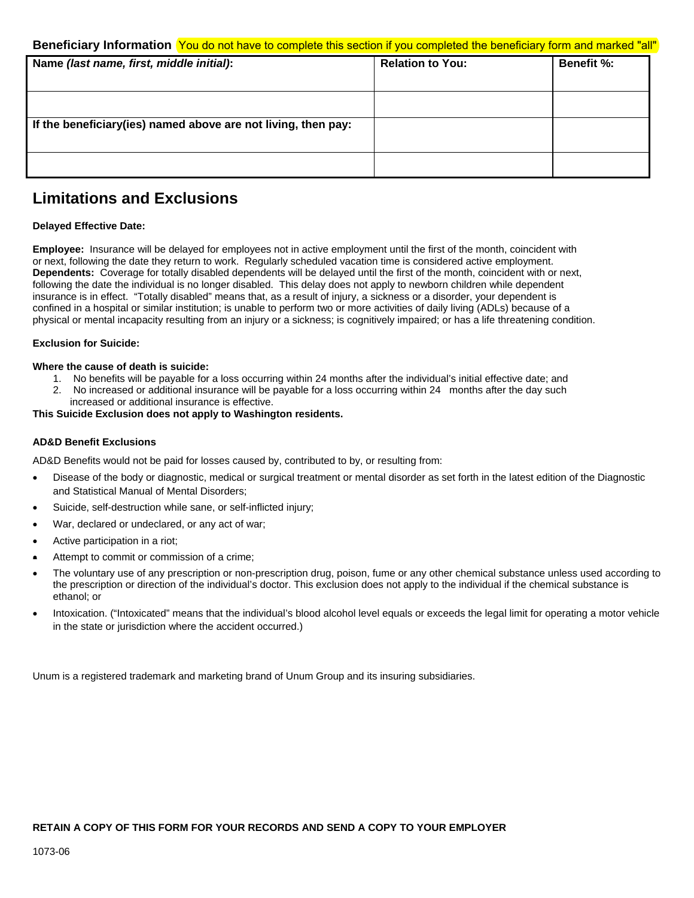**Beneficiary Information** You do not have to complete this section if you completed the beneficiary form and marked "all"

| Name *(last name, first, middle initial)*: | Relation to You: | Benefit %: |
|---|---|---|
| | | |
| **If the beneficiary(ies) named above are not living, then pay:** | | |
| | | |

## Limitations and Exclusions

**Delayed Effective Date:**

**Employee:** Insurance will be delayed for employees not in active employment until the first of the month, coincident with or next, following the date they return to work. Regularly scheduled vacation time is considered active employment.
**Dependents:** Coverage for totally disabled dependents will be delayed until the first of the month, coincident with or next, following the date the individual is no longer disabled. This delay does not apply to newborn children while dependent insurance is in effect. "Totally disabled" means that, as a result of injury, a sickness or a disorder, your dependent is confined in a hospital or similar institution; is unable to perform two or more activities of daily living (ADLs) because of a physical or mental incapacity resulting from an injury or a sickness; is cognitively impaired; or has a life threatening condition.

**Exclusion for Suicide:**

**Where the cause of death is suicide:**

1. No benefits will be payable for a loss occurring within 24 months after the individual's initial effective date; and
2. No increased or additional insurance will be payable for a loss occurring within 24 months after the day such increased or additional insurance is effective.

**This Suicide Exclusion does not apply to Washington residents.**

**AD&D Benefit Exclusions**

AD&D Benefits would not be paid for losses caused by, contributed to by, or resulting from:

- Disease of the body or diagnostic, medical or surgical treatment or mental disorder as set forth in the latest edition of the Diagnostic and Statistical Manual of Mental Disorders;
- Suicide, self-destruction while sane, or self-inflicted injury;
- War, declared or undeclared, or any act of war;
- Active participation in a riot;
- Attempt to commit or commission of a crime;
- The voluntary use of any prescription or non-prescription drug, poison, fume or any other chemical substance unless used according to the prescription or direction of the individual's doctor. This exclusion does not apply to the individual if the chemical substance is ethanol; or
- Intoxication. ("Intoxicated" means that the individual's blood alcohol level equals or exceeds the legal limit for operating a motor vehicle in the state or jurisdiction where the accident occurred.)

Unum is a registered trademark and marketing brand of Unum Group and its insuring subsidiaries.

**RETAIN A COPY OF THIS FORM FOR YOUR RECORDS AND SEND A COPY TO YOUR EMPLOYER**

1073-06